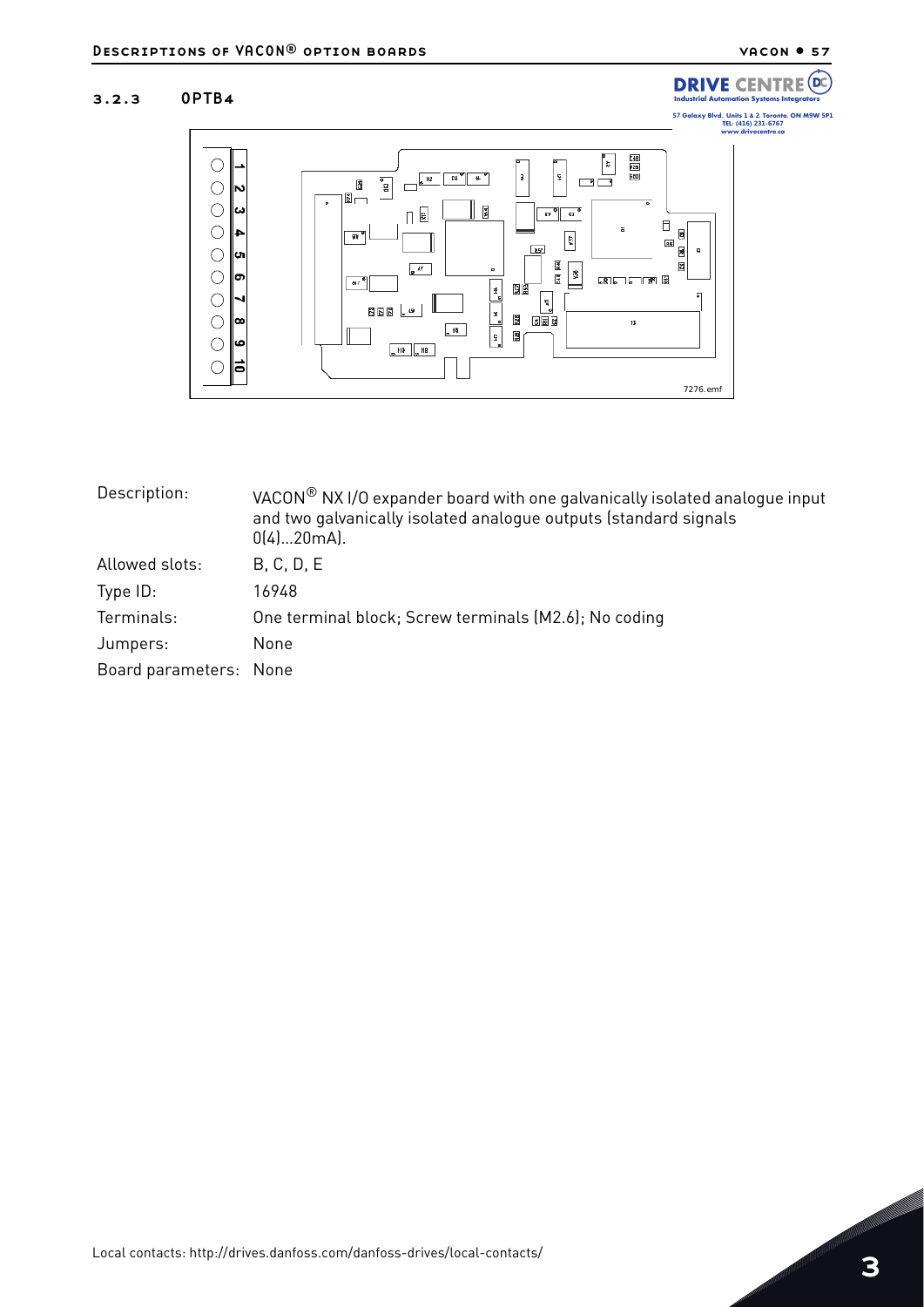### 3.2.3 OPTB4

| | |
|---|---|
| Description: | VACON® NX I/O expander board with one galvanically isolated analogue input and two galvanically isolated analogue outputs (standard signals 0(4)...20mA). |
| Allowed slots: | B, C, D, E |
| Type ID: | 16948 |
| Terminals: | One terminal block; Screw terminals (M2.6); No coding |
| Jumpers: | None |
| Board parameters: | None |

Local contacts: http://drives.danfoss.com/danfoss-drives/local-contacts/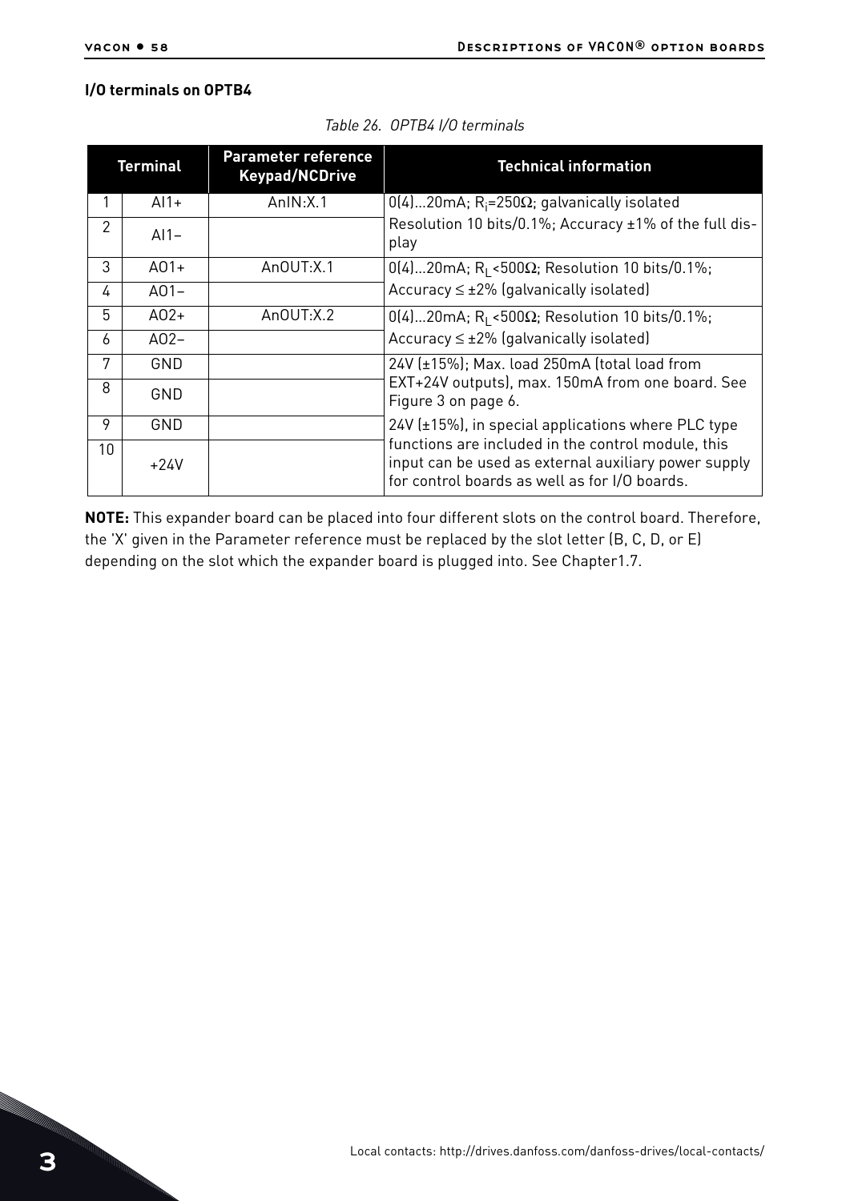### I/O terminals on OPTB4

*Table 26. OPTB4 I/O terminals*

| Terminal | | Parameter reference Keypad/NCDrive | Technical information |
|---|---|---|---|
| 1 | AI1+ | AnIN:X.1 | 0(4)...20mA; $R_i$=250Ω; galvanically isolated Resolution 10 bits/0.1%; Accuracy ±1% of the full display |
| 2 | AI1– | | |
| 3 | AO1+ | AnOUT:X.1 | 0(4)...20mA; $R_L$<500Ω; Resolution 10 bits/0.1%; Accuracy ≤ ±2% (galvanically isolated) |
| 4 | AO1– | | |
| 5 | AO2+ | AnOUT:X.2 | 0(4)...20mA; $R_L$<500Ω; Resolution 10 bits/0.1%; Accuracy ≤ ±2% (galvanically isolated) |
| 6 | AO2– | | |
| 7 | GND | | 24V (±15%); Max. load 250mA (total load from EXT+24V outputs), max. 150mA from one board. See Figure 3 on page 6. |
| 8 | GND | | |
| 9 | GND | | 24V (±15%), in special applications where PLC type functions are included in the control module, this input can be used as external auxiliary power supply for control boards as well as for I/O boards. |
| 10 | +24V | | |

**NOTE:** This expander board can be placed into four different slots on the control board. Therefore, the 'X' given in the Parameter reference must be replaced by the slot letter (B, C, D, or E) depending on the slot which the expander board is plugged into. See Chapter1.7.